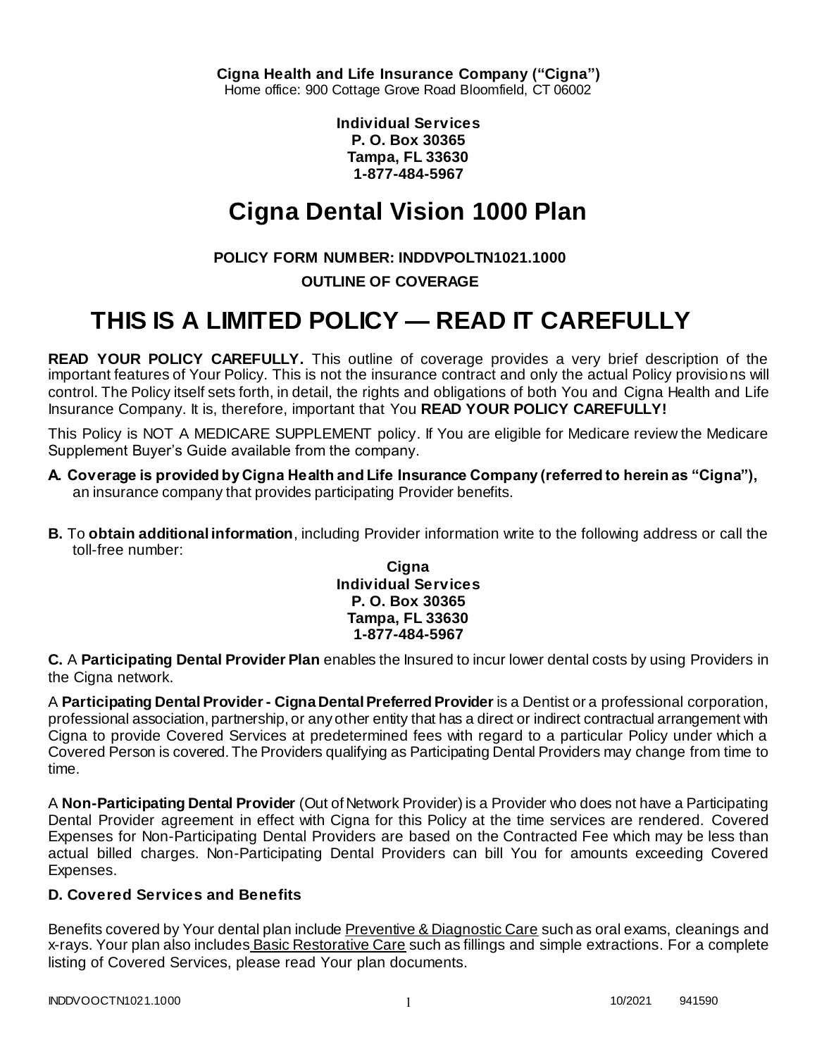**Cigna Health and Life Insurance Company ("Cigna")**
Home office: 900 Cottage Grove Road Bloomfield, CT 06002

**Individual Services**
**P. O. Box 30365**
**Tampa, FL 33630**
**1-877-484-5967**

# Cigna Dental Vision 1000 Plan

**POLICY FORM NUMBER: INDDVPOLTN1021.1000**

**OUTLINE OF COVERAGE**

# THIS IS A LIMITED POLICY — READ IT CAREFULLY

**READ YOUR POLICY CAREFULLY.** This outline of coverage provides a very brief description of the important features of Your Policy. This is not the insurance contract and only the actual Policy provisions will control. The Policy itself sets forth, in detail, the rights and obligations of both You and Cigna Health and Life Insurance Company. It is, therefore, important that You **READ YOUR POLICY CAREFULLY!**

This Policy is NOT A MEDICARE SUPPLEMENT policy. If You are eligible for Medicare review the Medicare Supplement Buyer's Guide available from the company.

**A. Coverage is provided by Cigna Health and Life Insurance Company (referred to herein as "Cigna"),** an insurance company that provides participating Provider benefits.

**B.** To **obtain additional information**, including Provider information write to the following address or call the toll-free number:

**Cigna**
**Individual Services**
**P. O. Box 30365**
**Tampa, FL 33630**
**1-877-484-5967**

**C.** A **Participating Dental Provider Plan** enables the Insured to incur lower dental costs by using Providers in the Cigna network.

A **Participating Dental Provider - Cigna Dental Preferred Provider** is a Dentist or a professional corporation, professional association, partnership, or any other entity that has a direct or indirect contractual arrangement with Cigna to provide Covered Services at predetermined fees with regard to a particular Policy under which a Covered Person is covered. The Providers qualifying as Participating Dental Providers may change from time to time.

A **Non-Participating Dental Provider** (Out of Network Provider) is a Provider who does not have a Participating Dental Provider agreement in effect with Cigna for this Policy at the time services are rendered. Covered Expenses for Non-Participating Dental Providers are based on the Contracted Fee which may be less than actual billed charges. Non-Participating Dental Providers can bill You for amounts exceeding Covered Expenses.

### D. Covered Services and Benefits

Benefits covered by Your dental plan include Preventive & Diagnostic Care such as oral exams, cleanings and x-rays. Your plan also includes Basic Restorative Care such as fillings and simple extractions. For a complete listing of Covered Services, please read Your plan documents.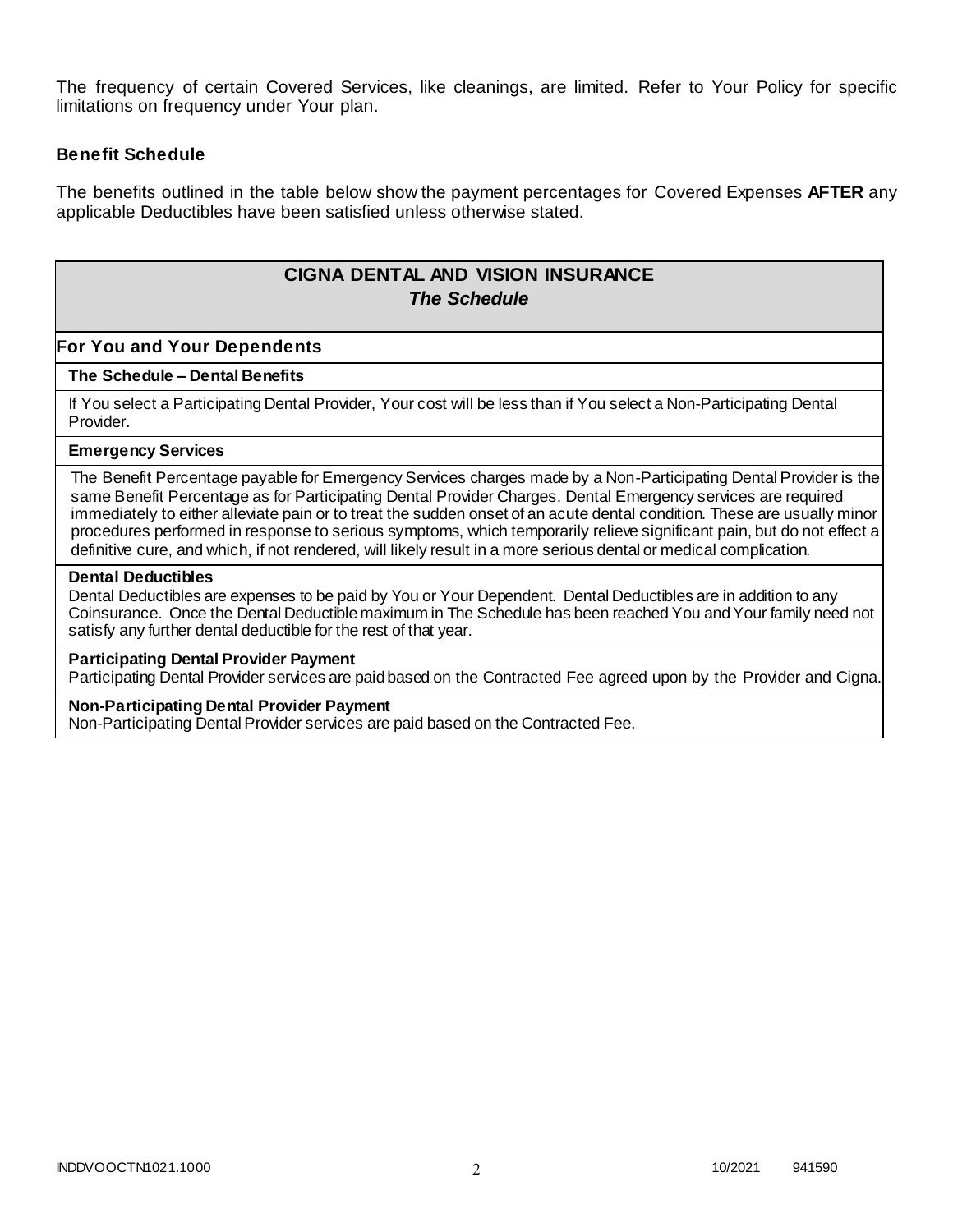The frequency of certain Covered Services, like cleanings, are limited. Refer to Your Policy for specific limitations on frequency under Your plan.

### Benefit Schedule

The benefits outlined in the table below show the payment percentages for Covered Expenses **AFTER** any applicable Deductibles have been satisfied unless otherwise stated.

## CIGNA DENTAL AND VISION INSURANCE
### *The Schedule*

### For You and Your Dependents

**The Schedule – Dental Benefits**

If You select a Participating Dental Provider, Your cost will be less than if You select a Non-Participating Dental Provider.

**Emergency Services**

The Benefit Percentage payable for Emergency Services charges made by a Non-Participating Dental Provider is the same Benefit Percentage as for Participating Dental Provider Charges. Dental Emergency services are required immediately to either alleviate pain or to treat the sudden onset of an acute dental condition. These are usually minor procedures performed in response to serious symptoms, which temporarily relieve significant pain, but do not effect a definitive cure, and which, if not rendered, will likely result in a more serious dental or medical complication.

**Dental Deductibles**

Dental Deductibles are expenses to be paid by You or Your Dependent. Dental Deductibles are in addition to any Coinsurance. Once the Dental Deductible maximum in The Schedule has been reached You and Your family need not satisfy any further dental deductible for the rest of that year.

**Participating Dental Provider Payment**

Participating Dental Provider services are paid based on the Contracted Fee agreed upon by the Provider and Cigna.

**Non-Participating Dental Provider Payment**

Non-Participating Dental Provider services are paid based on the Contracted Fee.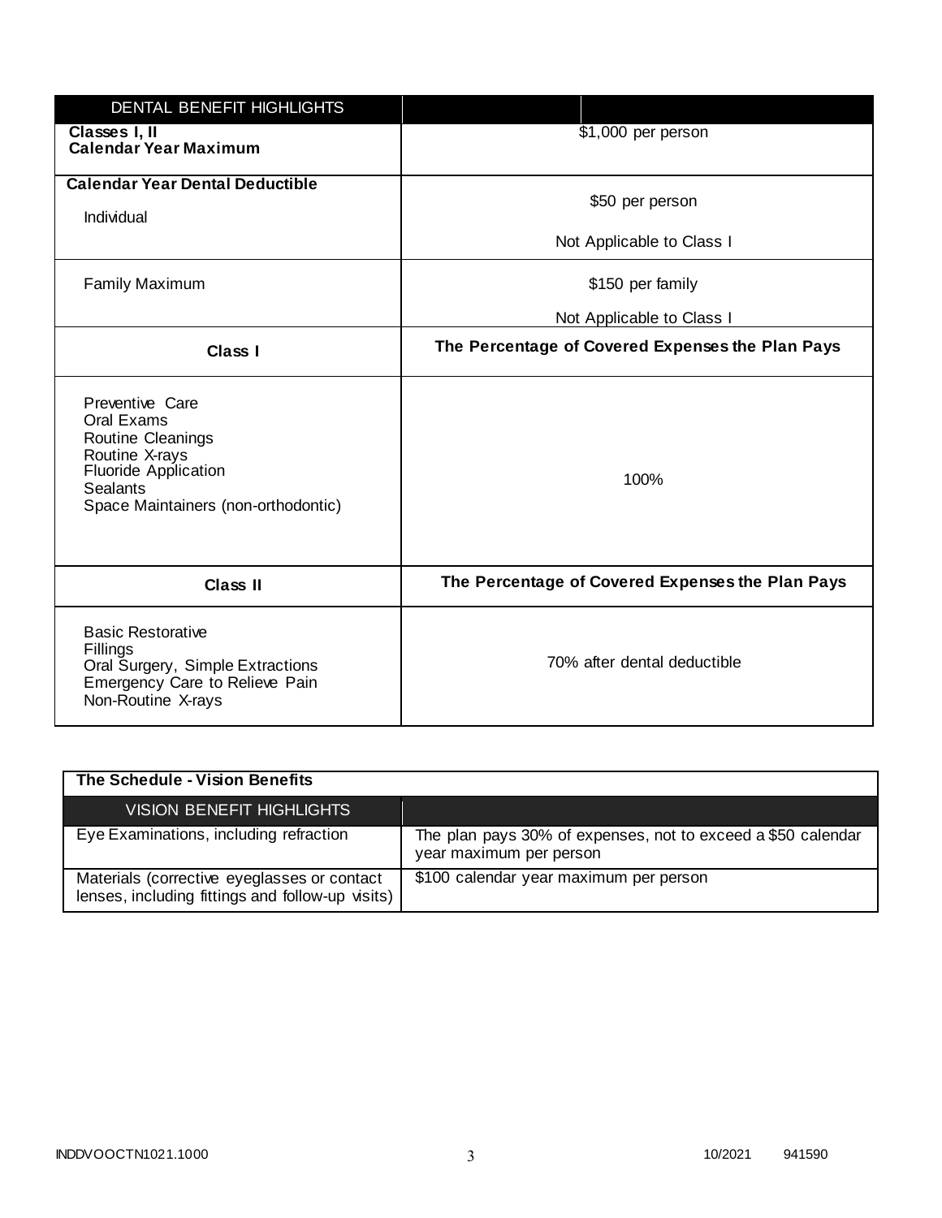| DENTAL BENEFIT HIGHLIGHTS | |
|---|---|
| **Classes I, II Calendar Year Maximum** | $1,000 per person |
| **Calendar Year Dental Deductible** Individual | $50 per person Not Applicable to Class I |
| Family Maximum | $150 per family Not Applicable to Class I |
| **Class I** | **The Percentage of Covered Expenses the Plan Pays** |
| Preventive Care Oral Exams Routine Cleanings Routine X-rays Fluoride Application Sealants Space Maintainers (non-orthodontic) | 100% |
| **Class II** | **The Percentage of Covered Expenses the Plan Pays** |
| Basic Restorative Fillings Oral Surgery, Simple Extractions Emergency Care to Relieve Pain Non-Routine X-rays | 70% after dental deductible |

| **The Schedule - Vision Benefits** | |
|---|---|
| VISION BENEFIT HIGHLIGHTS | |
| Eye Examinations, including refraction | The plan pays 30% of expenses, not to exceed a $50 calendar year maximum per person |
| Materials (corrective eyeglasses or contact lenses, including fittings and follow-up visits) | $100 calendar year maximum per person |

INDDVOOCTN1021.1000 10/2021 941590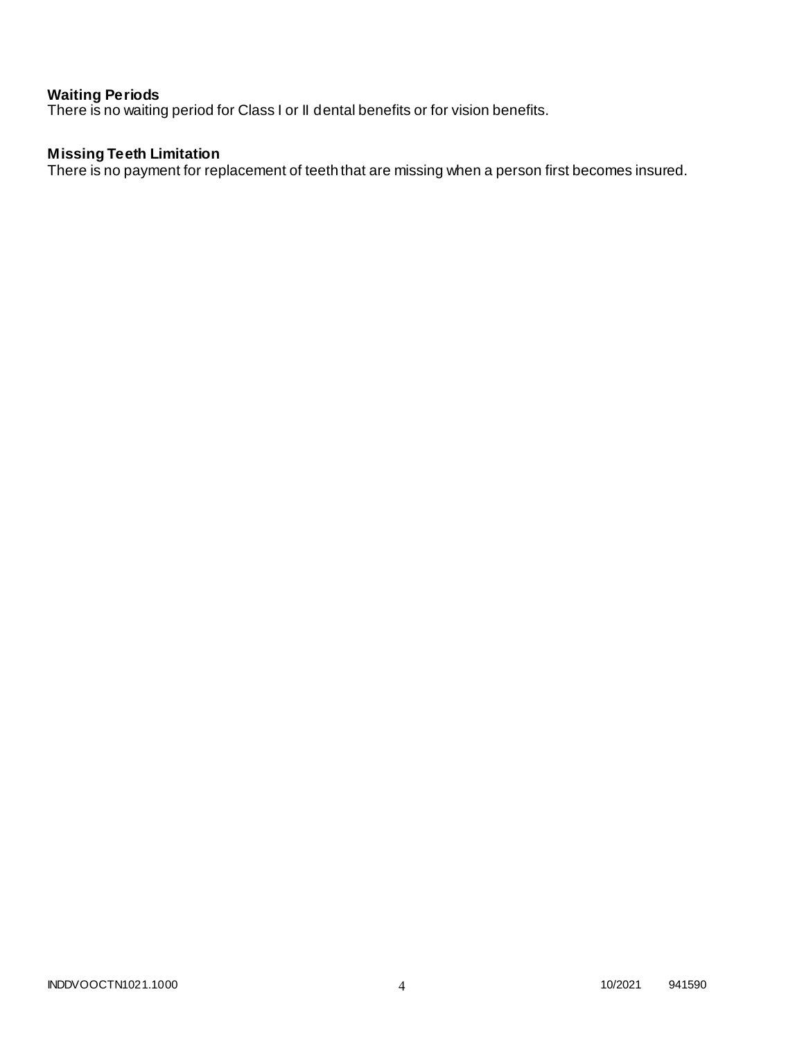**Waiting Periods**
There is no waiting period for Class I or II dental benefits or for vision benefits.

**Missing Teeth Limitation**
There is no payment for replacement of teeth that are missing when a person first becomes insured.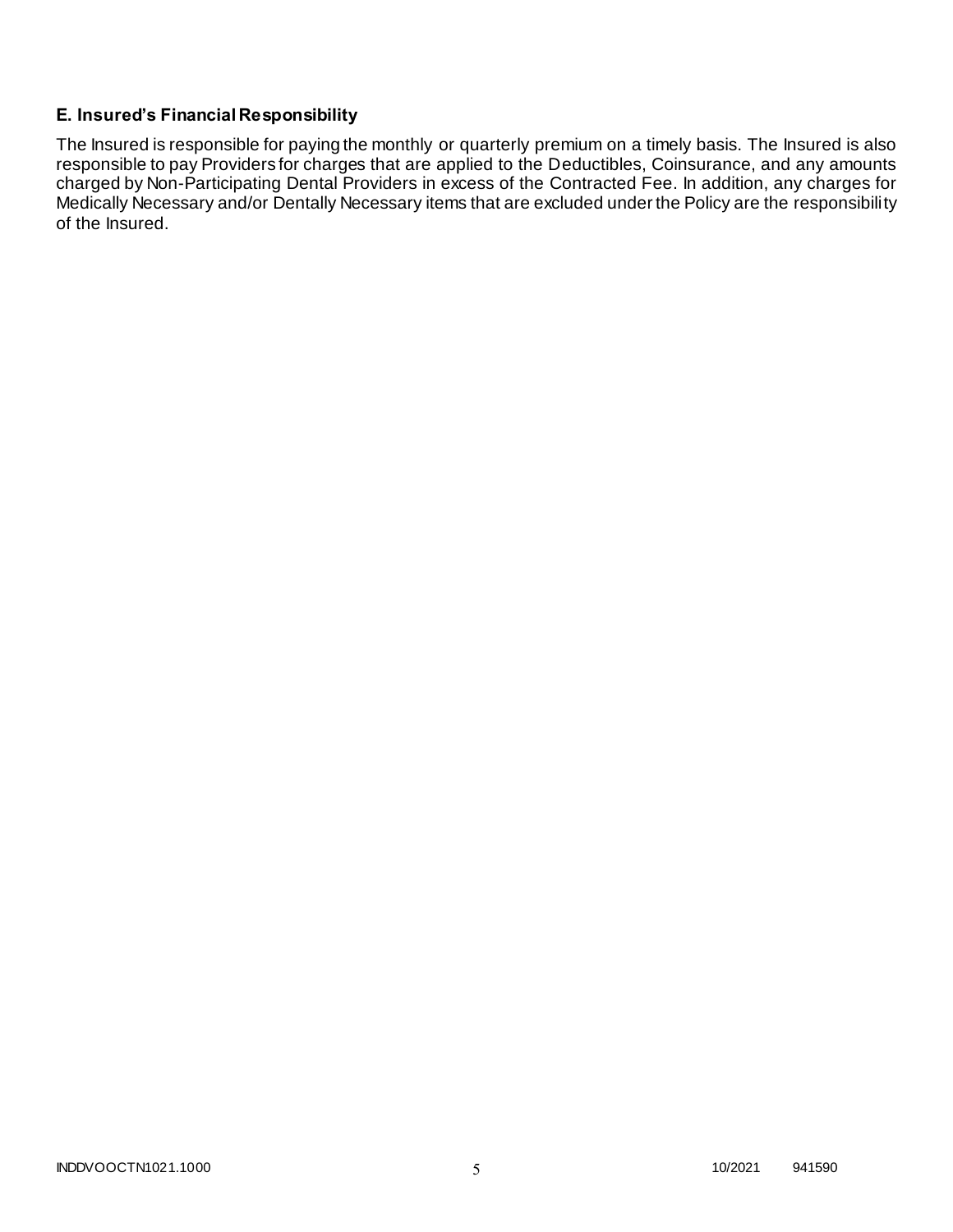### E. Insured's Financial Responsibility

The Insured is responsible for paying the monthly or quarterly premium on a timely basis. The Insured is also responsible to pay Providers for charges that are applied to the Deductibles, Coinsurance, and any amounts charged by Non-Participating Dental Providers in excess of the Contracted Fee. In addition, any charges for Medically Necessary and/or Dentally Necessary items that are excluded under the Policy are the responsibility of the Insured.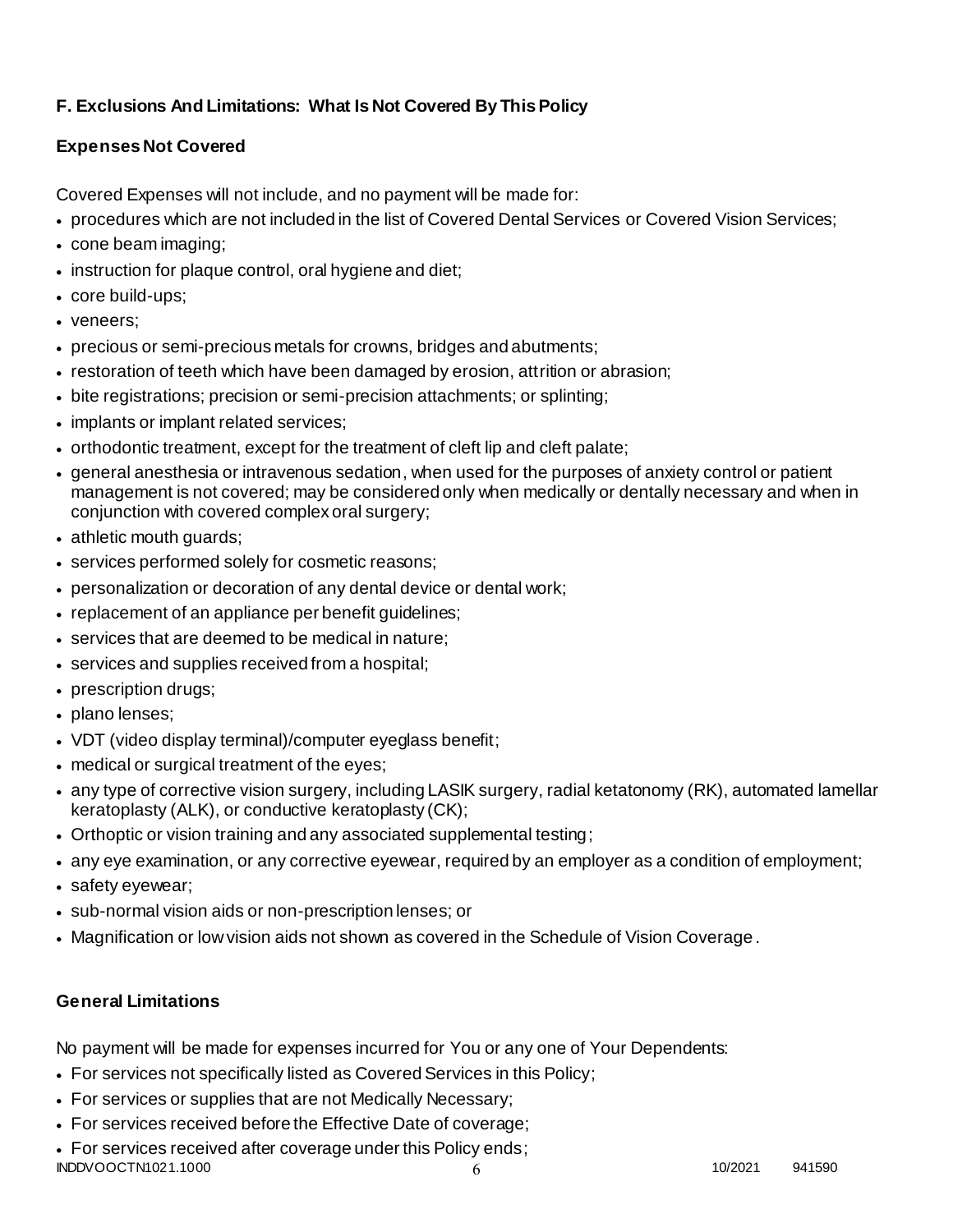## F. Exclusions And Limitations: What Is Not Covered By This Policy

### Expenses Not Covered

Covered Expenses will not include, and no payment will be made for:

- procedures which are not included in the list of Covered Dental Services or Covered Vision Services;
- cone beam imaging;
- instruction for plaque control, oral hygiene and diet;
- core build-ups;
- veneers;
- precious or semi-precious metals for crowns, bridges and abutments;
- restoration of teeth which have been damaged by erosion, attrition or abrasion;
- bite registrations; precision or semi-precision attachments; or splinting;
- implants or implant related services;
- orthodontic treatment, except for the treatment of cleft lip and cleft palate;
- general anesthesia or intravenous sedation, when used for the purposes of anxiety control or patient management is not covered; may be considered only when medically or dentally necessary and when in conjunction with covered complex oral surgery;
- athletic mouth guards;
- services performed solely for cosmetic reasons;
- personalization or decoration of any dental device or dental work;
- replacement of an appliance per benefit guidelines;
- services that are deemed to be medical in nature;
- services and supplies received from a hospital;
- prescription drugs;
- plano lenses;
- VDT (video display terminal)/computer eyeglass benefit;
- medical or surgical treatment of the eyes;
- any type of corrective vision surgery, including LASIK surgery, radial ketatonomy (RK), automated lamellar keratoplasty (ALK), or conductive keratoplasty (CK);
- Orthoptic or vision training and any associated supplemental testing;
- any eye examination, or any corrective eyewear, required by an employer as a condition of employment;
- safety eyewear;
- sub-normal vision aids or non-prescription lenses; or
- Magnification or low vision aids not shown as covered in the Schedule of Vision Coverage.

### General Limitations

No payment will be made for expenses incurred for You or any one of Your Dependents:

- For services not specifically listed as Covered Services in this Policy;
- For services or supplies that are not Medically Necessary;
- For services received before the Effective Date of coverage;
- For services received after coverage under this Policy ends;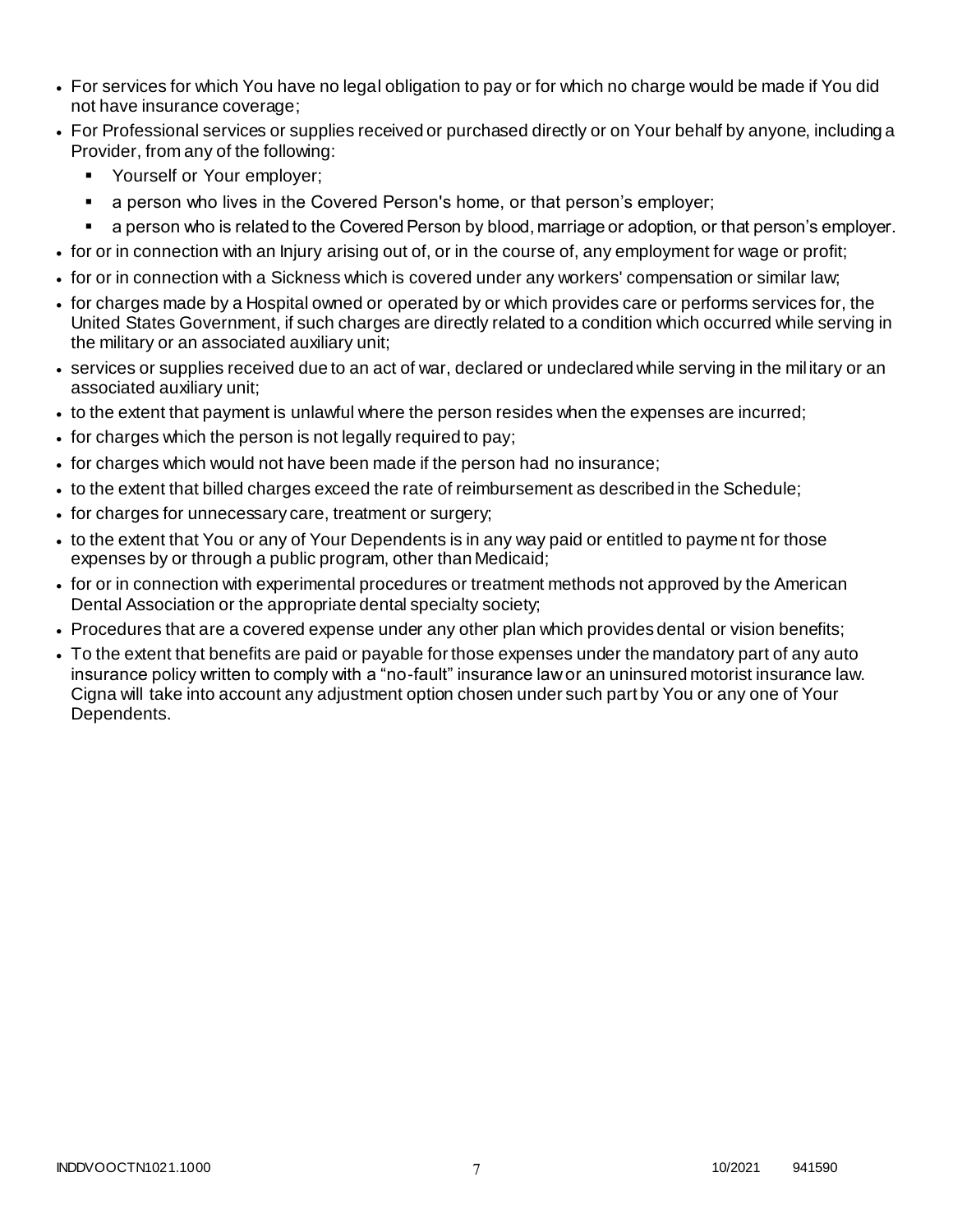- For services for which You have no legal obligation to pay or for which no charge would be made if You did not have insurance coverage;
- For Professional services or supplies received or purchased directly or on Your behalf by anyone, including a Provider, from any of the following:
  - Yourself or Your employer;
  - a person who lives in the Covered Person's home, or that person's employer;
  - a person who is related to the Covered Person by blood, marriage or adoption, or that person's employer.
- for or in connection with an Injury arising out of, or in the course of, any employment for wage or profit;
- for or in connection with a Sickness which is covered under any workers' compensation or similar law;
- for charges made by a Hospital owned or operated by or which provides care or performs services for, the United States Government, if such charges are directly related to a condition which occurred while serving in the military or an associated auxiliary unit;
- services or supplies received due to an act of war, declared or undeclared while serving in the military or an associated auxiliary unit;
- to the extent that payment is unlawful where the person resides when the expenses are incurred;
- for charges which the person is not legally required to pay;
- for charges which would not have been made if the person had no insurance;
- to the extent that billed charges exceed the rate of reimbursement as described in the Schedule;
- for charges for unnecessary care, treatment or surgery;
- to the extent that You or any of Your Dependents is in any way paid or entitled to payment for those expenses by or through a public program, other than Medicaid;
- for or in connection with experimental procedures or treatment methods not approved by the American Dental Association or the appropriate dental specialty society;
- Procedures that are a covered expense under any other plan which provides dental or vision benefits;
- To the extent that benefits are paid or payable for those expenses under the mandatory part of any auto insurance policy written to comply with a "no-fault" insurance law or an uninsured motorist insurance law. Cigna will take into account any adjustment option chosen under such part by You or any one of Your Dependents.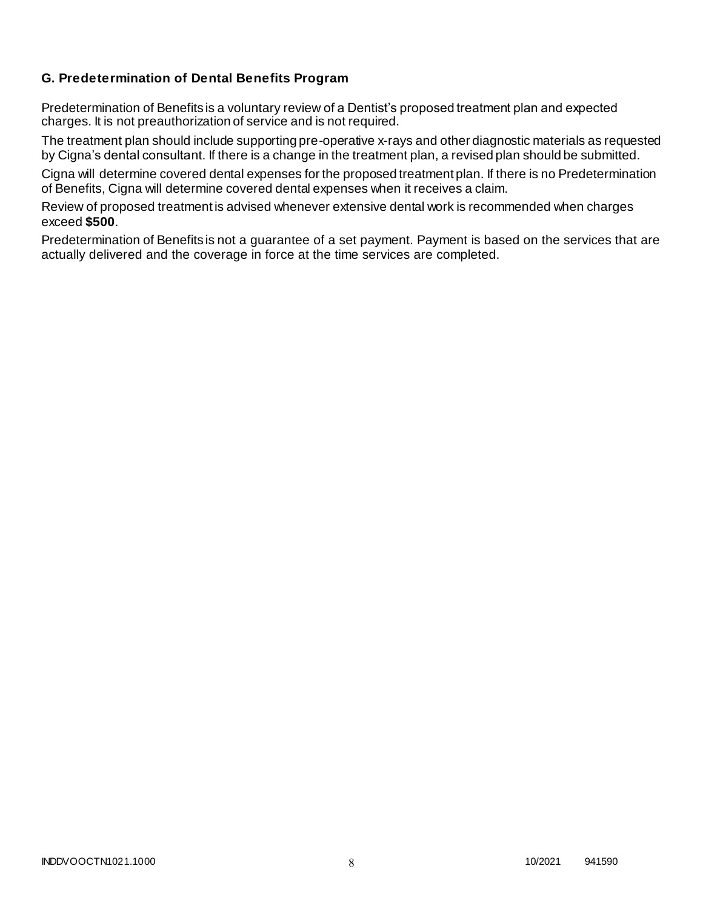### G. Predetermination of Dental Benefits Program

Predetermination of Benefits is a voluntary review of a Dentist's proposed treatment plan and expected charges. It is not preauthorization of service and is not required.

The treatment plan should include supporting pre-operative x-rays and other diagnostic materials as requested by Cigna's dental consultant. If there is a change in the treatment plan, a revised plan should be submitted.

Cigna will determine covered dental expenses for the proposed treatment plan. If there is no Predetermination of Benefits, Cigna will determine covered dental expenses when it receives a claim.

Review of proposed treatment is advised whenever extensive dental work is recommended when charges exceed **$500**.

Predetermination of Benefits is not a guarantee of a set payment. Payment is based on the services that are actually delivered and the coverage in force at the time services are completed.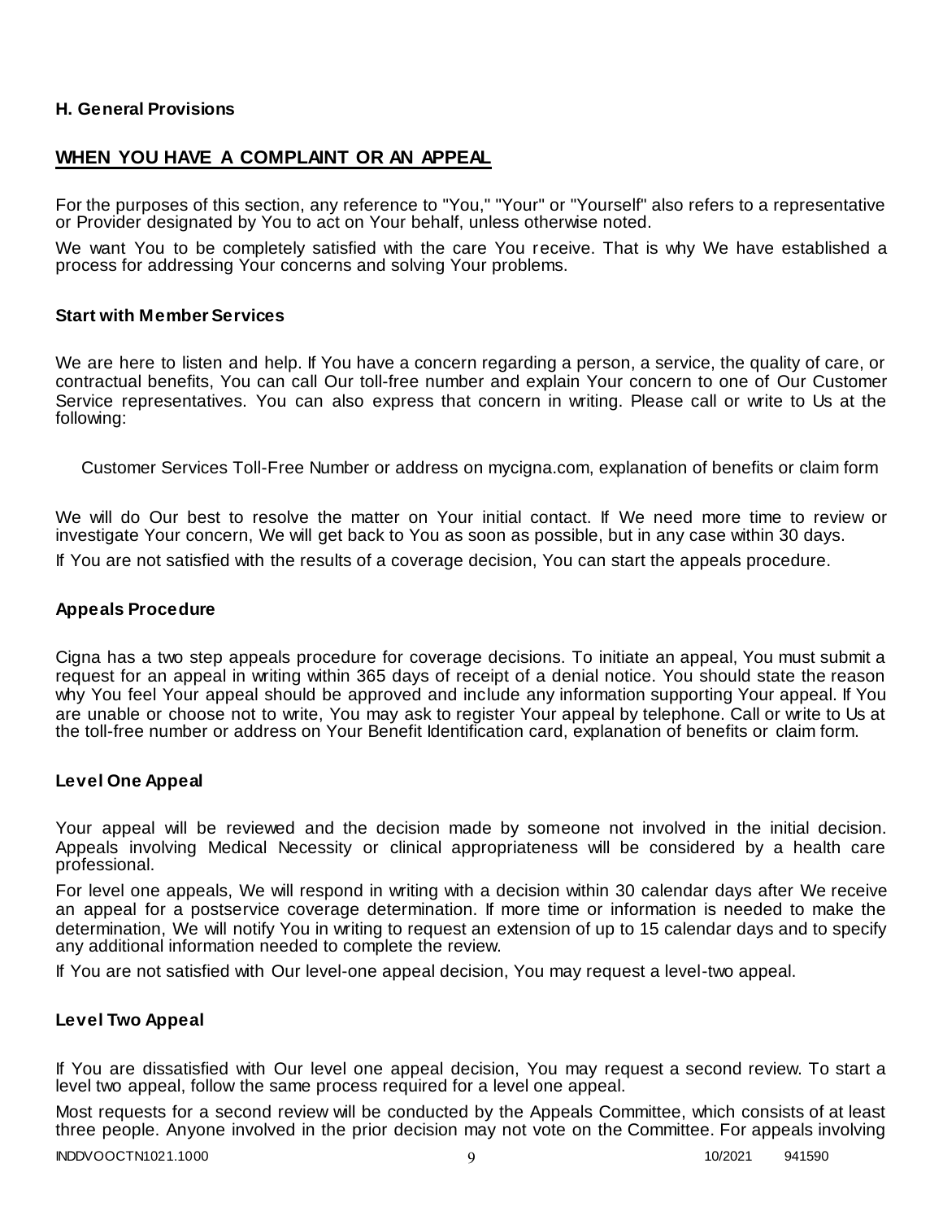### H. General Provisions

## WHEN YOU HAVE A COMPLAINT OR AN APPEAL

For the purposes of this section, any reference to "You," "Your" or "Yourself" also refers to a representative or Provider designated by You to act on Your behalf, unless otherwise noted.

We want You to be completely satisfied with the care You receive. That is why We have established a process for addressing Your concerns and solving Your problems.

### Start with Member Services

We are here to listen and help. If You have a concern regarding a person, a service, the quality of care, or contractual benefits, You can call Our toll-free number and explain Your concern to one of Our Customer Service representatives. You can also express that concern in writing. Please call or write to Us at the following:

Customer Services Toll-Free Number or address on mycigna.com, explanation of benefits or claim form

We will do Our best to resolve the matter on Your initial contact. If We need more time to review or investigate Your concern, We will get back to You as soon as possible, but in any case within 30 days.

If You are not satisfied with the results of a coverage decision, You can start the appeals procedure.

### Appeals Procedure

Cigna has a two step appeals procedure for coverage decisions. To initiate an appeal, You must submit a request for an appeal in writing within 365 days of receipt of a denial notice. You should state the reason why You feel Your appeal should be approved and include any information supporting Your appeal. If You are unable or choose not to write, You may ask to register Your appeal by telephone. Call or write to Us at the toll-free number or address on Your Benefit Identification card, explanation of benefits or claim form.

### Level One Appeal

Your appeal will be reviewed and the decision made by someone not involved in the initial decision. Appeals involving Medical Necessity or clinical appropriateness will be considered by a health care professional.

For level one appeals, We will respond in writing with a decision within 30 calendar days after We receive an appeal for a postservice coverage determination. If more time or information is needed to make the determination, We will notify You in writing to request an extension of up to 15 calendar days and to specify any additional information needed to complete the review.

If You are not satisfied with Our level-one appeal decision, You may request a level-two appeal.

### Level Two Appeal

If You are dissatisfied with Our level one appeal decision, You may request a second review. To start a level two appeal, follow the same process required for a level one appeal.

Most requests for a second review will be conducted by the Appeals Committee, which consists of at least three people. Anyone involved in the prior decision may not vote on the Committee. For appeals involving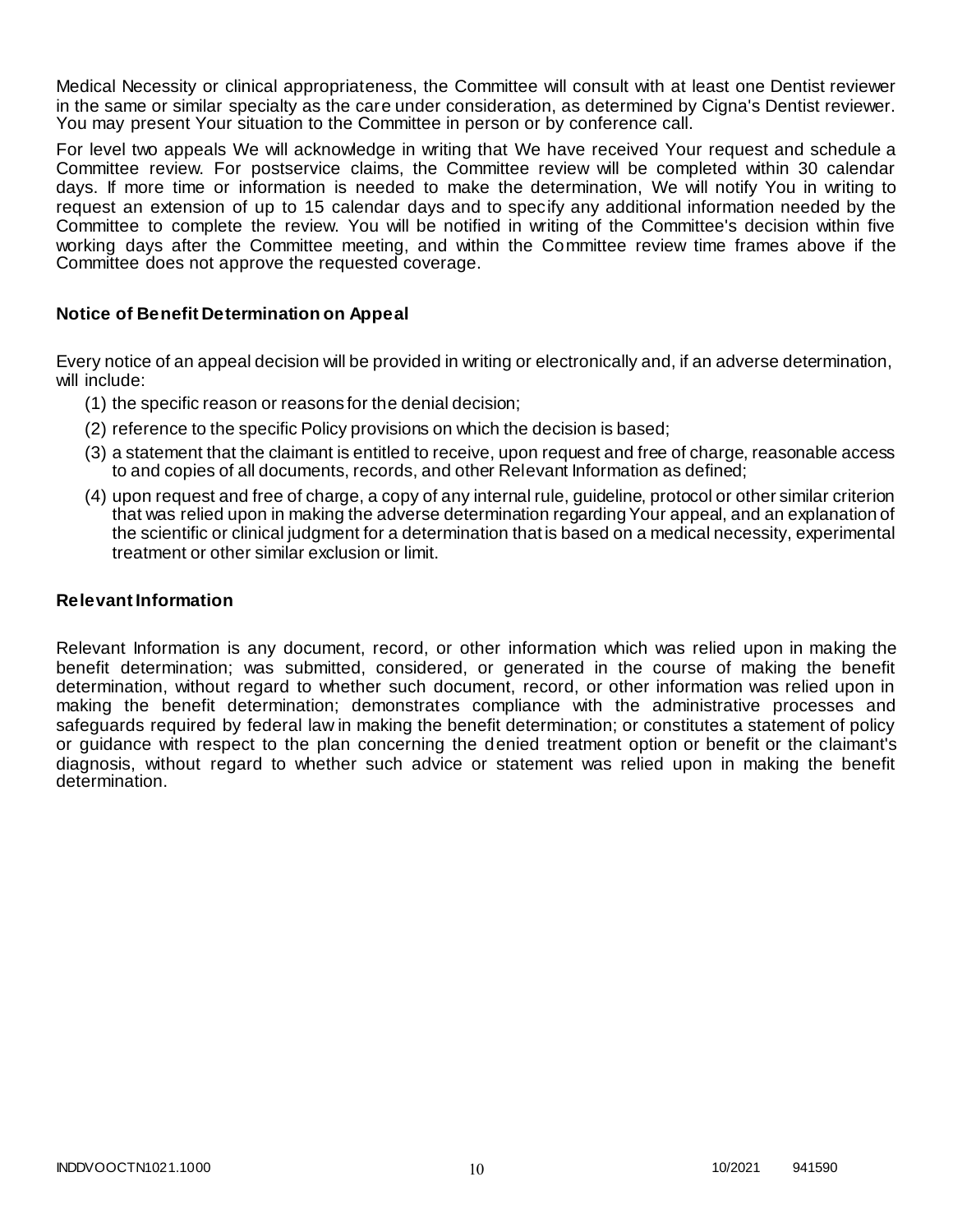Medical Necessity or clinical appropriateness, the Committee will consult with at least one Dentist reviewer in the same or similar specialty as the care under consideration, as determined by Cigna's Dentist reviewer. You may present Your situation to the Committee in person or by conference call.

For level two appeals We will acknowledge in writing that We have received Your request and schedule a Committee review. For postservice claims, the Committee review will be completed within 30 calendar days. If more time or information is needed to make the determination, We will notify You in writing to request an extension of up to 15 calendar days and to specify any additional information needed by the Committee to complete the review. You will be notified in writing of the Committee's decision within five working days after the Committee meeting, and within the Committee review time frames above if the Committee does not approve the requested coverage.

### Notice of Benefit Determination on Appeal

Every notice of an appeal decision will be provided in writing or electronically and, if an adverse determination, will include:

(1) the specific reason or reasons for the denial decision;

(2) reference to the specific Policy provisions on which the decision is based;

(3) a statement that the claimant is entitled to receive, upon request and free of charge, reasonable access to and copies of all documents, records, and other Relevant Information as defined;

(4) upon request and free of charge, a copy of any internal rule, guideline, protocol or other similar criterion that was relied upon in making the adverse determination regarding Your appeal, and an explanation of the scientific or clinical judgment for a determination that is based on a medical necessity, experimental treatment or other similar exclusion or limit.

### Relevant Information

Relevant Information is any document, record, or other information which was relied upon in making the benefit determination; was submitted, considered, or generated in the course of making the benefit determination, without regard to whether such document, record, or other information was relied upon in making the benefit determination; demonstrates compliance with the administrative processes and safeguards required by federal law in making the benefit determination; or constitutes a statement of policy or guidance with respect to the plan concerning the denied treatment option or benefit or the claimant's diagnosis, without regard to whether such advice or statement was relied upon in making the benefit determination.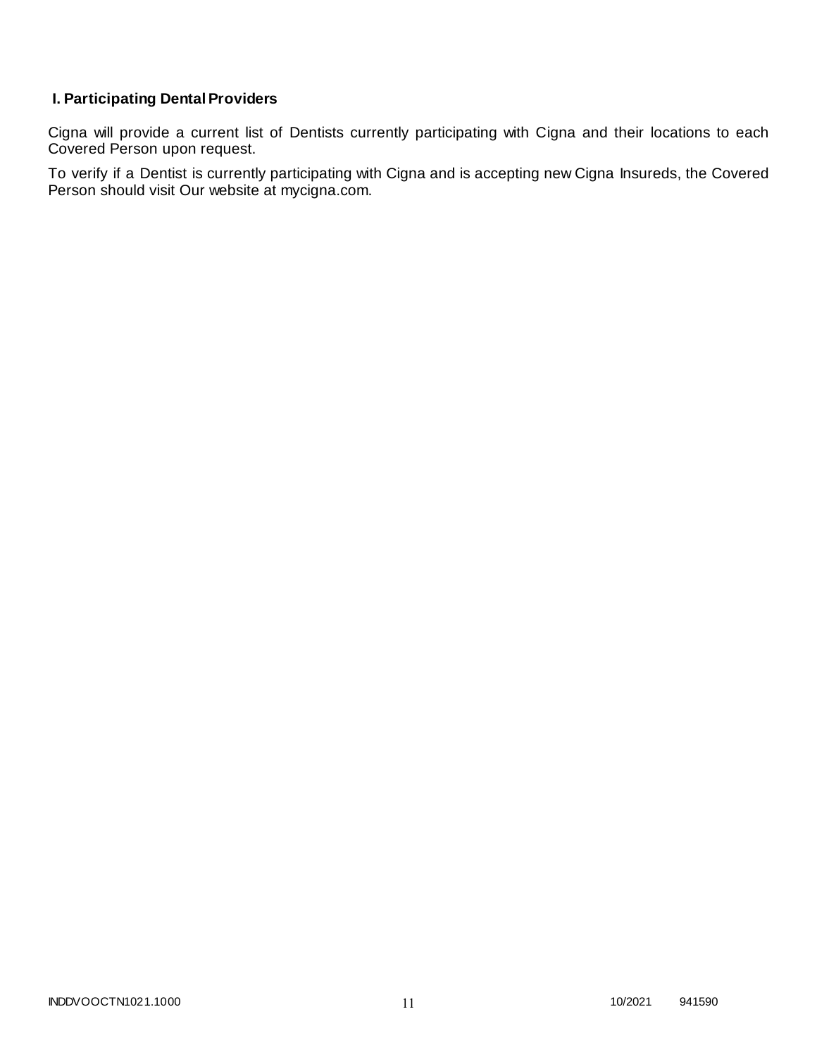## I. Participating Dental Providers

Cigna will provide a current list of Dentists currently participating with Cigna and their locations to each Covered Person upon request.

To verify if a Dentist is currently participating with Cigna and is accepting new Cigna Insureds, the Covered Person should visit Our website at mycigna.com.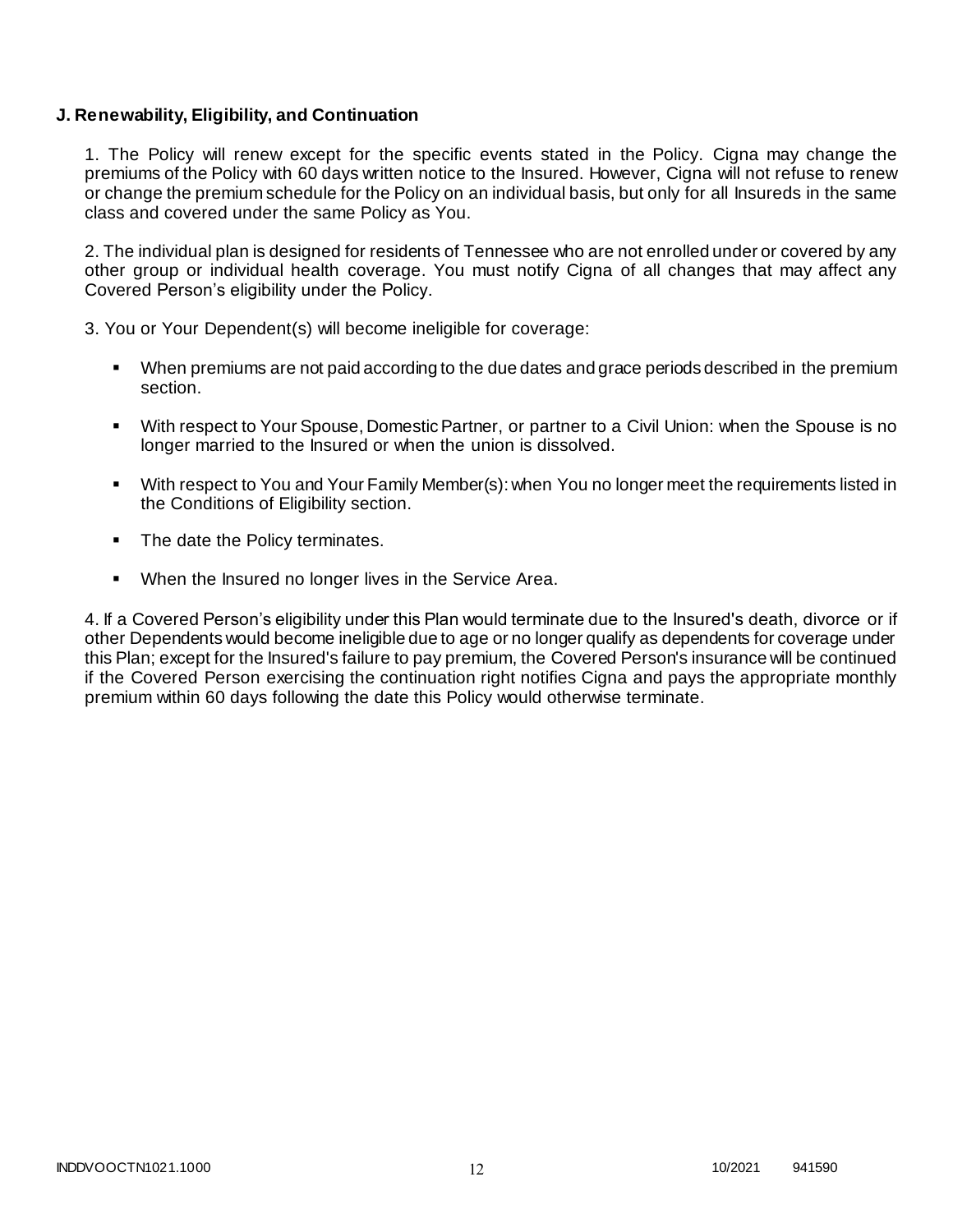**J. Renewability, Eligibility, and Continuation**

1. The Policy will renew except for the specific events stated in the Policy. Cigna may change the premiums of the Policy with 60 days written notice to the Insured. However, Cigna will not refuse to renew or change the premium schedule for the Policy on an individual basis, but only for all Insureds in the same class and covered under the same Policy as You.

2. The individual plan is designed for residents of Tennessee who are not enrolled under or covered by any other group or individual health coverage. You must notify Cigna of all changes that may affect any Covered Person's eligibility under the Policy.

3. You or Your Dependent(s) will become ineligible for coverage:

- When premiums are not paid according to the due dates and grace periods described in the premium section.
- With respect to Your Spouse, Domestic Partner, or partner to a Civil Union: when the Spouse is no longer married to the Insured or when the union is dissolved.
- With respect to You and Your Family Member(s): when You no longer meet the requirements listed in the Conditions of Eligibility section.
- The date the Policy terminates.
- When the Insured no longer lives in the Service Area.

4. If a Covered Person's eligibility under this Plan would terminate due to the Insured's death, divorce or if other Dependents would become ineligible due to age or no longer qualify as dependents for coverage under this Plan; except for the Insured's failure to pay premium, the Covered Person's insurance will be continued if the Covered Person exercising the continuation right notifies Cigna and pays the appropriate monthly premium within 60 days following the date this Policy would otherwise terminate.

INDDVOOCTN1021.1000 10/2021 941590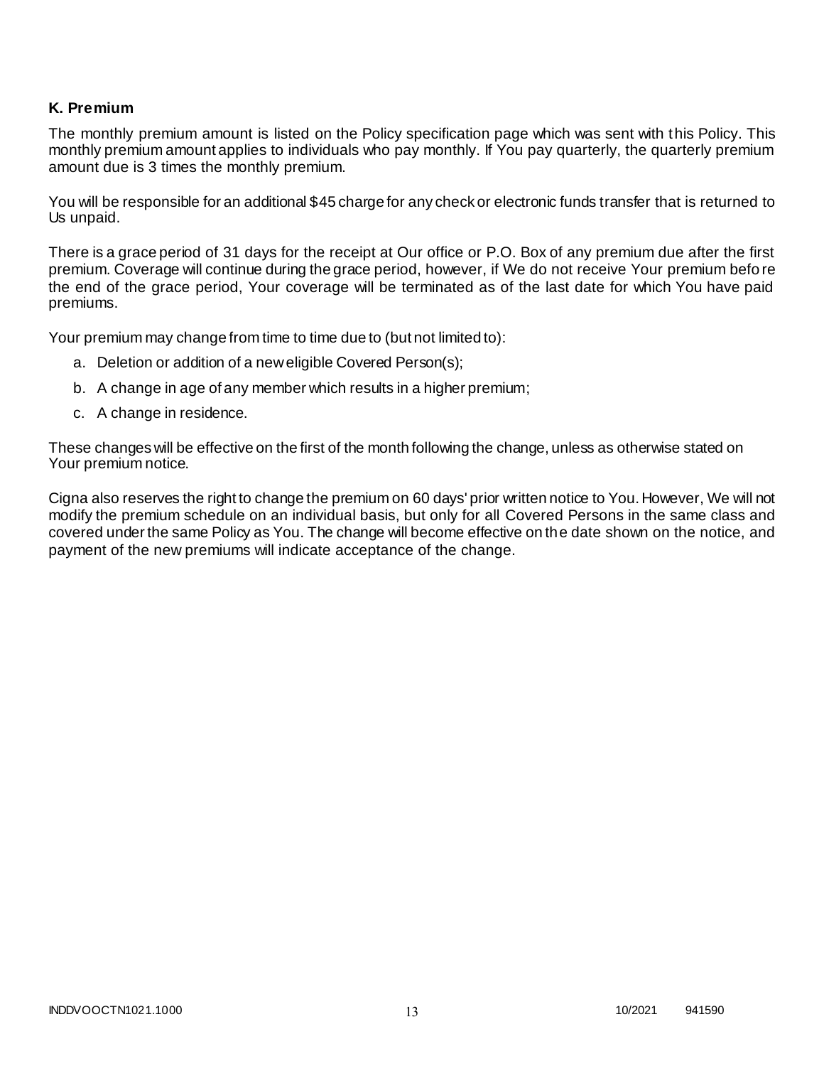**K. Premium**

The monthly premium amount is listed on the Policy specification page which was sent with this Policy. This monthly premium amount applies to individuals who pay monthly. If You pay quarterly, the quarterly premium amount due is 3 times the monthly premium.

You will be responsible for an additional $45 charge for any check or electronic funds transfer that is returned to Us unpaid.

There is a grace period of 31 days for the receipt at Our office or P.O. Box of any premium due after the first premium. Coverage will continue during the grace period, however, if We do not receive Your premium before the end of the grace period, Your coverage will be terminated as of the last date for which You have paid premiums.

Your premium may change from time to time due to (but not limited to):

a. Deletion or addition of a new eligible Covered Person(s);
b. A change in age of any member which results in a higher premium;
c. A change in residence.

These changes will be effective on the first of the month following the change, unless as otherwise stated on Your premium notice.

Cigna also reserves the right to change the premium on 60 days' prior written notice to You. However, We will not modify the premium schedule on an individual basis, but only for all Covered Persons in the same class and covered under the same Policy as You. The change will become effective on the date shown on the notice, and payment of the new premiums will indicate acceptance of the change.